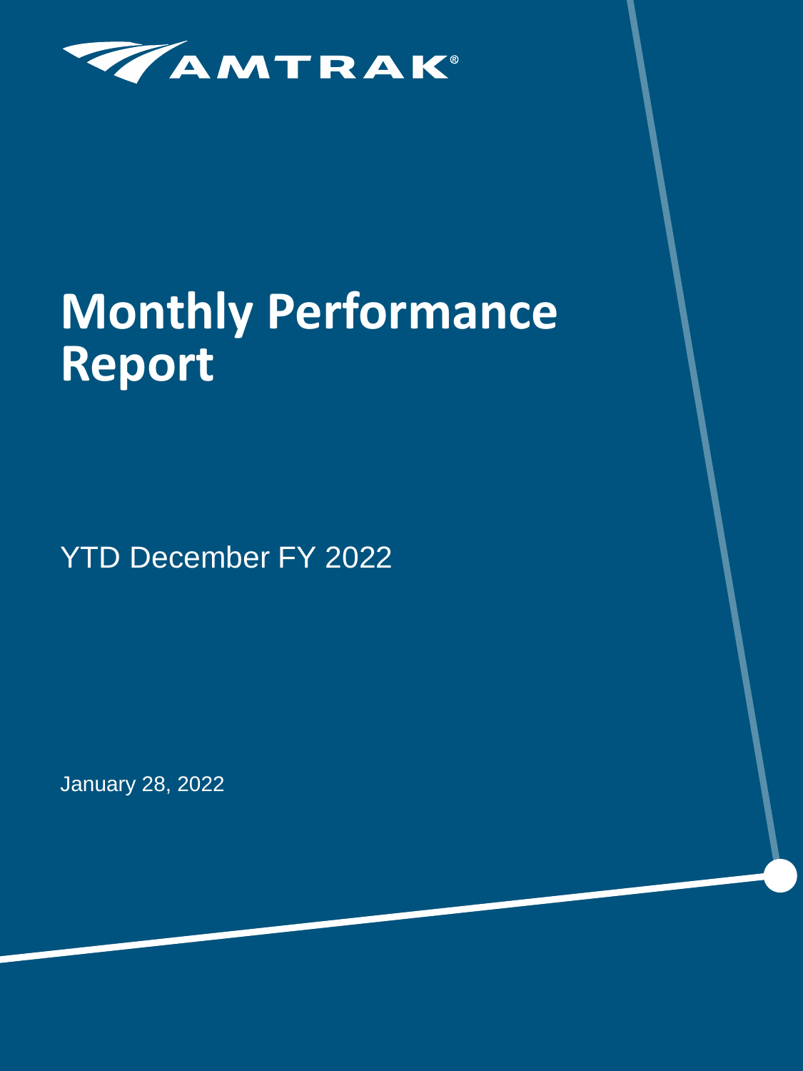AMTRAK®

# Monthly Performance Report

YTD December FY 2022

January 28, 2022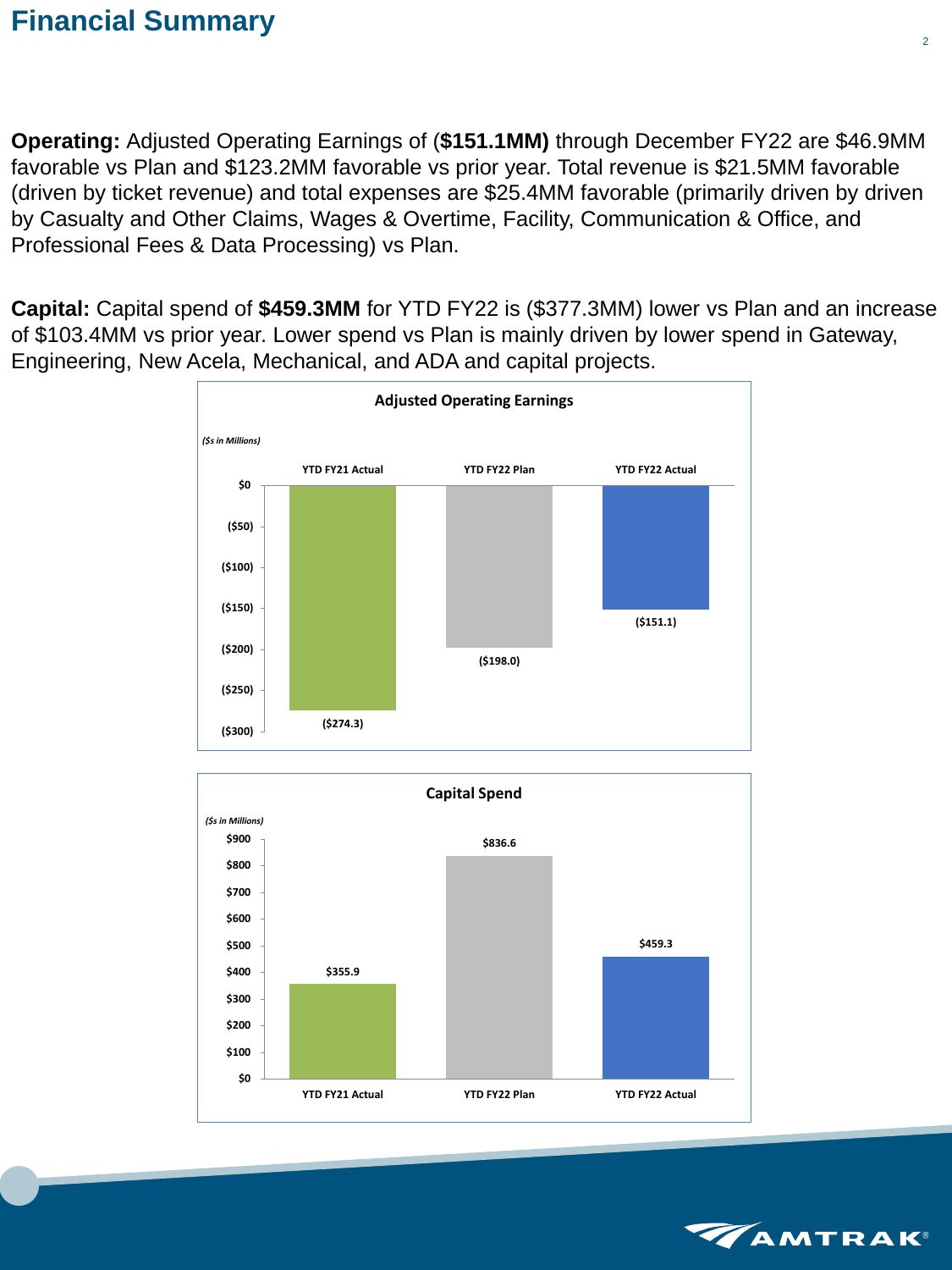# Financial Summary

**Operating:** Adjusted Operating Earnings of (**$151.1MM)** through December FY22 are $46.9MM favorable vs Plan and $123.2MM favorable vs prior year. Total revenue is $21.5MM favorable (driven by ticket revenue) and total expenses are $25.4MM favorable (primarily driven by driven by Casualty and Other Claims, Wages & Overtime, Facility, Communication & Office, and Professional Fees & Data Processing) vs Plan.

**Capital:** Capital spend of **$459.3MM** for YTD FY22 is ($377.3MM) lower vs Plan and an increase of $103.4MM vs prior year. Lower spend vs Plan is mainly driven by lower spend in Gateway, Engineering, New Acela, Mechanical, and ADA and capital projects.

**Adjusted Operating Earnings**

*($s in Millions)*

| YTD FY21 Actual | YTD FY22 Plan | YTD FY22 Actual |
|---|---|---|
| ($274.3) | ($198.0) | ($151.1) |

**Capital Spend**

*($s in Millions)*

| YTD FY21 Actual | YTD FY22 Plan | YTD FY22 Actual |
|---|---|---|
| $355.9 | $836.6 | $459.3 |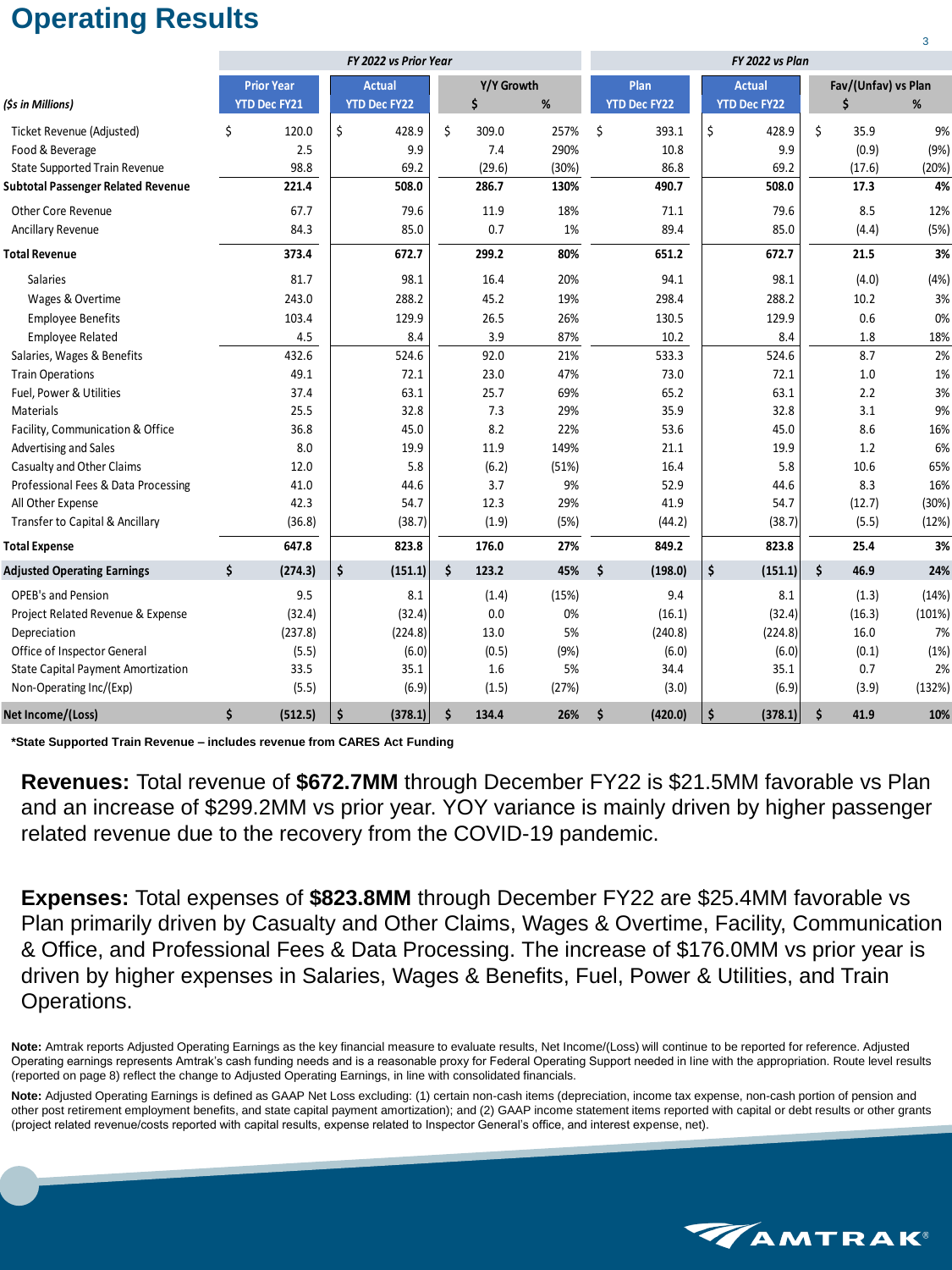# Operating Results

| ($s in Millions) | FY 2022 vs Prior Year | | | | FY 2022 vs Plan | | | |
|---|---|---|---|---|---|---|---|---|
| | Prior Year YTD Dec FY21 | Actual YTD Dec FY22 | Y/Y Growth $ | Y/Y Growth % | Plan YTD Dec FY22 | Actual YTD Dec FY22 | Fav/(Unfav) vs Plan $ | Fav/(Unfav) vs Plan % |
| Ticket Revenue (Adjusted) | $ 120.0 | $ 428.9 | $ 309.0 | 257% | $ 393.1 | $ 428.9 | $ 35.9 | 9% |
| Food & Beverage | 2.5 | 9.9 | 7.4 | 290% | 10.8 | 9.9 | (0.9) | (9%) |
| State Supported Train Revenue | 98.8 | 69.2 | (29.6) | (30%) | 86.8 | 69.2 | (17.6) | (20%) |
| **Subtotal Passenger Related Revenue** | **221.4** | **508.0** | **286.7** | **130%** | **490.7** | **508.0** | **17.3** | **4%** |
| Other Core Revenue | 67.7 | 79.6 | 11.9 | 18% | 71.1 | 79.6 | 8.5 | 12% |
| Ancillary Revenue | 84.3 | 85.0 | 0.7 | 1% | 89.4 | 85.0 | (4.4) | (5%) |
| **Total Revenue** | **373.4** | **672.7** | **299.2** | **80%** | **651.2** | **672.7** | **21.5** | **3%** |
| Salaries | 81.7 | 98.1 | 16.4 | 20% | 94.1 | 98.1 | (4.0) | (4%) |
| Wages & Overtime | 243.0 | 288.2 | 45.2 | 19% | 298.4 | 288.2 | 10.2 | 3% |
| Employee Benefits | 103.4 | 129.9 | 26.5 | 26% | 130.5 | 129.9 | 0.6 | 0% |
| Employee Related | 4.5 | 8.4 | 3.9 | 87% | 10.2 | 8.4 | 1.8 | 18% |
| Salaries, Wages & Benefits | 432.6 | 524.6 | 92.0 | 21% | 533.3 | 524.6 | 8.7 | 2% |
| Train Operations | 49.1 | 72.1 | 23.0 | 47% | 73.0 | 72.1 | 1.0 | 1% |
| Fuel, Power & Utilities | 37.4 | 63.1 | 25.7 | 69% | 65.2 | 63.1 | 2.2 | 3% |
| Materials | 25.5 | 32.8 | 7.3 | 29% | 35.9 | 32.8 | 3.1 | 9% |
| Facility, Communication & Office | 36.8 | 45.0 | 8.2 | 22% | 53.6 | 45.0 | 8.6 | 16% |
| Advertising and Sales | 8.0 | 19.9 | 11.9 | 149% | 21.1 | 19.9 | 1.2 | 6% |
| Casualty and Other Claims | 12.0 | 5.8 | (6.2) | (51%) | 16.4 | 5.8 | 10.6 | 65% |
| Professional Fees & Data Processing | 41.0 | 44.6 | 3.7 | 9% | 52.9 | 44.6 | 8.3 | 16% |
| All Other Expense | 42.3 | 54.7 | 12.3 | 29% | 41.9 | 54.7 | (12.7) | (30%) |
| Transfer to Capital & Ancillary | (36.8) | (38.7) | (1.9) | (5%) | (44.2) | (38.7) | (5.5) | (12%) |
| **Total Expense** | **647.8** | **823.8** | **176.0** | **27%** | **849.2** | **823.8** | **25.4** | **3%** |
| **Adjusted Operating Earnings** | **$ (274.3)** | **$ (151.1)** | **$ 123.2** | **45%** | **$ (198.0)** | **$ (151.1)** | **$ 46.9** | **24%** |
| OPEB's and Pension | 9.5 | 8.1 | (1.4) | (15%) | 9.4 | 8.1 | (1.3) | (14%) |
| Project Related Revenue & Expense | (32.4) | (32.4) | 0.0 | 0% | (16.1) | (32.4) | (16.3) | (101%) |
| Depreciation | (237.8) | (224.8) | 13.0 | 5% | (240.8) | (224.8) | 16.0 | 7% |
| Office of Inspector General | (5.5) | (6.0) | (0.5) | (9%) | (6.0) | (6.0) | (0.1) | (1%) |
| State Capital Payment Amortization | 33.5 | 35.1 | 1.6 | 5% | 34.4 | 35.1 | 0.7 | 2% |
| Non-Operating Inc/(Exp) | (5.5) | (6.9) | (1.5) | (27%) | (3.0) | (6.9) | (3.9) | (132%) |
| **Net Income/(Loss)** | **$ (512.5)** | **$ (378.1)** | **$ 134.4** | **26%** | **$ (420.0)** | **$ (378.1)** | **$ 41.9** | **10%** |

***State Supported Train Revenue – includes revenue from CARES Act Funding**

**Revenues:** Total revenue of **$672.7MM** through December FY22 is $21.5MM favorable vs Plan and an increase of $299.2MM vs prior year. YOY variance is mainly driven by higher passenger related revenue due to the recovery from the COVID-19 pandemic.

**Expenses:** Total expenses of **$823.8MM** through December FY22 are $25.4MM favorable vs Plan primarily driven by Casualty and Other Claims, Wages & Overtime, Facility, Communication & Office, and Professional Fees & Data Processing. The increase of $176.0MM vs prior year is driven by higher expenses in Salaries, Wages & Benefits, Fuel, Power & Utilities, and Train Operations.

**Note:** Amtrak reports Adjusted Operating Earnings as the key financial measure to evaluate results, Net Income/(Loss) will continue to be reported for reference. Adjusted Operating earnings represents Amtrak's cash funding needs and is a reasonable proxy for Federal Operating Support needed in line with the appropriation. Route level results (reported on page 8) reflect the change to Adjusted Operating Earnings, in line with consolidated financials.

**Note:** Adjusted Operating Earnings is defined as GAAP Net Loss excluding: (1) certain non-cash items (depreciation, income tax expense, non-cash portion of pension and other post retirement employment benefits, and state capital payment amortization); and (2) GAAP income statement items reported with capital or debt results or other grants (project related revenue/costs reported with capital results, expense related to Inspector General's office, and interest expense, net).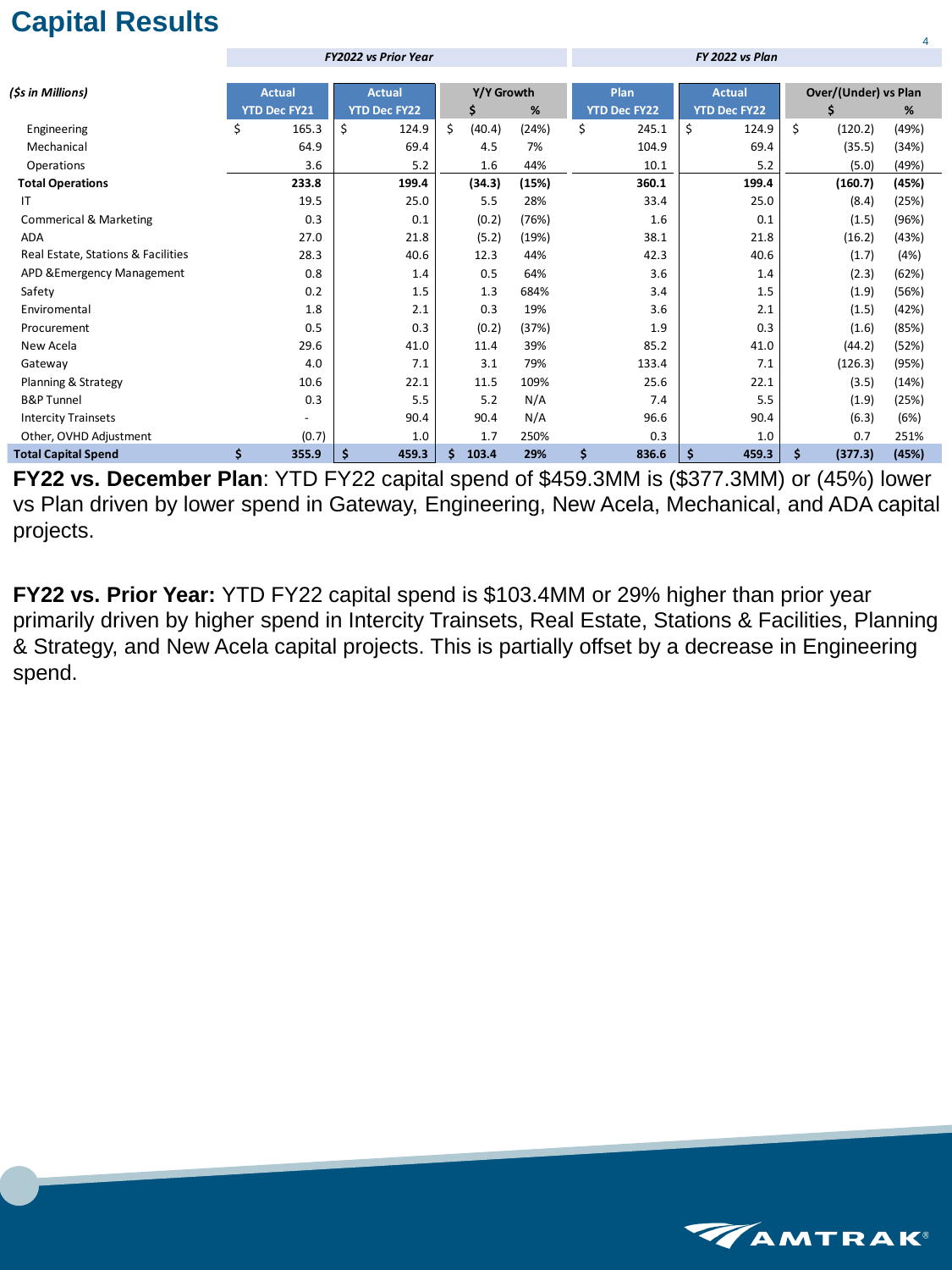# Capital Results

| ($s in Millions) | FY2022 vs Prior Year | | | | FY 2022 vs Plan | | | |
|---|---|---|---|---|---|---|---|---|
| | Actual YTD Dec FY21 | Actual YTD Dec FY22 | Y/Y Growth $ | Y/Y Growth % | Plan YTD Dec FY22 | Actual YTD Dec FY22 | Over/(Under) vs Plan $ | Over/(Under) vs Plan % |
| Engineering | $ 165.3 | $ 124.9 | $ (40.4) | (24%) | $ 245.1 | $ 124.9 | $ (120.2) | (49%) |
| Mechanical | 64.9 | 69.4 | 4.5 | 7% | 104.9 | 69.4 | (35.5) | (34%) |
| Operations | 3.6 | 5.2 | 1.6 | 44% | 10.1 | 5.2 | (5.0) | (49%) |
| **Total Operations** | **233.8** | **199.4** | **(34.3)** | **(15%)** | **360.1** | **199.4** | **(160.7)** | **(45%)** |
| IT | 19.5 | 25.0 | 5.5 | 28% | 33.4 | 25.0 | (8.4) | (25%) |
| Commerical & Marketing | 0.3 | 0.1 | (0.2) | (76%) | 1.6 | 0.1 | (1.5) | (96%) |
| ADA | 27.0 | 21.8 | (5.2) | (19%) | 38.1 | 21.8 | (16.2) | (43%) |
| Real Estate, Stations & Facilities | 28.3 | 40.6 | 12.3 | 44% | 42.3 | 40.6 | (1.7) | (4%) |
| APD &Emergency Management | 0.8 | 1.4 | 0.5 | 64% | 3.6 | 1.4 | (2.3) | (62%) |
| Safety | 0.2 | 1.5 | 1.3 | 684% | 3.4 | 1.5 | (1.9) | (56%) |
| Enviromental | 1.8 | 2.1 | 0.3 | 19% | 3.6 | 2.1 | (1.5) | (42%) |
| Procurement | 0.5 | 0.3 | (0.2) | (37%) | 1.9 | 0.3 | (1.6) | (85%) |
| New Acela | 29.6 | 41.0 | 11.4 | 39% | 85.2 | 41.0 | (44.2) | (52%) |
| Gateway | 4.0 | 7.1 | 3.1 | 79% | 133.4 | 7.1 | (126.3) | (95%) |
| Planning & Strategy | 10.6 | 22.1 | 11.5 | 109% | 25.6 | 22.1 | (3.5) | (14%) |
| B&P Tunnel | 0.3 | 5.5 | 5.2 | N/A | 7.4 | 5.5 | (1.9) | (25%) |
| Intercity Trainsets | - | 90.4 | 90.4 | N/A | 96.6 | 90.4 | (6.3) | (6%) |
| Other, OVHD Adjustment | (0.7) | 1.0 | 1.7 | 250% | 0.3 | 1.0 | 0.7 | 251% |
| **Total Capital Spend** | **$ 355.9** | **$ 459.3** | **$ 103.4** | **29%** | **$ 836.6** | **$ 459.3** | **$ (377.3)** | **(45%)** |

**FY22 vs. December Plan**: YTD FY22 capital spend of $459.3MM is ($377.3MM) or (45%) lower vs Plan driven by lower spend in Gateway, Engineering, New Acela, Mechanical, and ADA capital projects.

**FY22 vs. Prior Year:** YTD FY22 capital spend is $103.4MM or 29% higher than prior year primarily driven by higher spend in Intercity Trainsets, Real Estate, Stations & Facilities, Planning & Strategy, and New Acela capital projects. This is partially offset by a decrease in Engineering spend.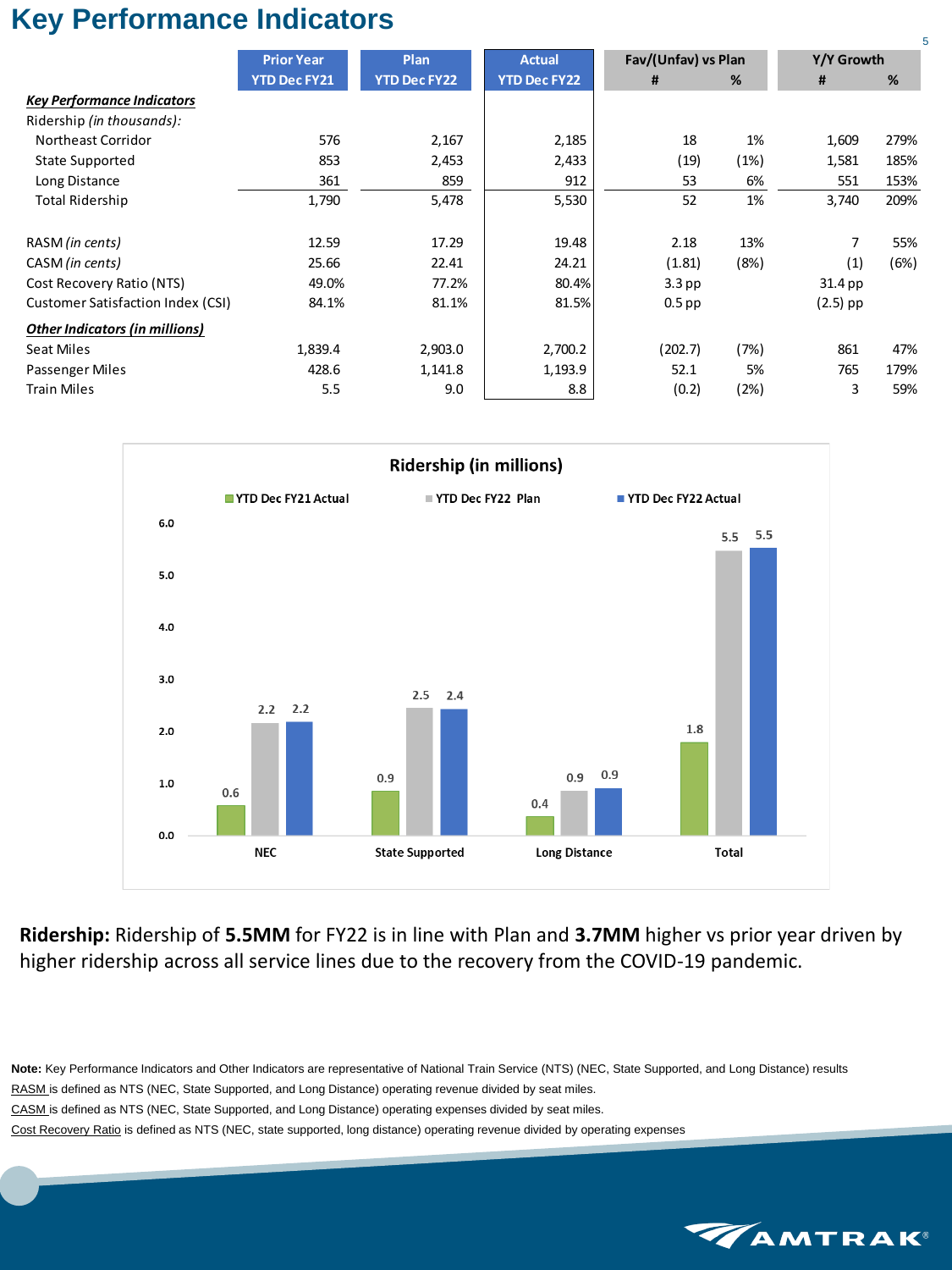# Key Performance Indicators

| | Prior Year YTD Dec FY21 | Plan YTD Dec FY22 | Actual YTD Dec FY22 | Fav/(Unfav) vs Plan # | Fav/(Unfav) vs Plan % | Y/Y Growth # | Y/Y Growth % |
|---|---|---|---|---|---|---|---|
| ***Key Performance Indicators*** | | | | | | | |
| Ridership *(in thousands)*: | | | | | | | |
| Northeast Corridor | 576 | 2,167 | 2,185 | 18 | 1% | 1,609 | 279% |
| State Supported | 853 | 2,453 | 2,433 | (19) | (1%) | 1,581 | 185% |
| Long Distance | 361 | 859 | 912 | 53 | 6% | 551 | 153% |
| Total Ridership | 1,790 | 5,478 | 5,530 | 52 | 1% | 3,740 | 209% |
| | | | | | | | |
| RASM *(in cents)* | 12.59 | 17.29 | 19.48 | 2.18 | 13% | 7 | 55% |
| CASM *(in cents)* | 25.66 | 22.41 | 24.21 | (1.81) | (8%) | (1) | (6%) |
| Cost Recovery Ratio (NTS) | 49.0% | 77.2% | 80.4% | 3.3 pp | | 31.4 pp | |
| Customer Satisfaction Index (CSI) | 84.1% | 81.1% | 81.5% | 0.5 pp | | (2.5) pp | |
| ***Other Indicators (in millions)*** | | | | | | | |
| Seat Miles | 1,839.4 | 2,903.0 | 2,700.2 | (202.7) | (7%) | 861 | 47% |
| Passenger Miles | 428.6 | 1,141.8 | 1,193.9 | 52.1 | 5% | 765 | 179% |
| Train Miles | 5.5 | 9.0 | 8.8 | (0.2) | (2%) | 3 | 59% |

**Ridership (in millions)**

| | YTD Dec FY21 Actual | YTD Dec FY22 Plan | YTD Dec FY22 Actual |
|---|---|---|---|
| NEC | 0.6 | 2.2 | 2.2 |
| State Supported | 0.9 | 2.5 | 2.4 |
| Long Distance | 0.4 | 0.9 | 0.9 |
| Total | 1.8 | 5.5 | 5.5 |

**Ridership:** Ridership of **5.5MM** for FY22 is in line with Plan and **3.7MM** higher vs prior year driven by higher ridership across all service lines due to the recovery from the COVID-19 pandemic.

**Note:** Key Performance Indicators and Other Indicators are representative of National Train Service (NTS) (NEC, State Supported, and Long Distance) results

RASM is defined as NTS (NEC, State Supported, and Long Distance) operating revenue divided by seat miles.

CASM is defined as NTS (NEC, State Supported, and Long Distance) operating expenses divided by seat miles.

Cost Recovery Ratio is defined as NTS (NEC, state supported, long distance) operating revenue divided by operating expenses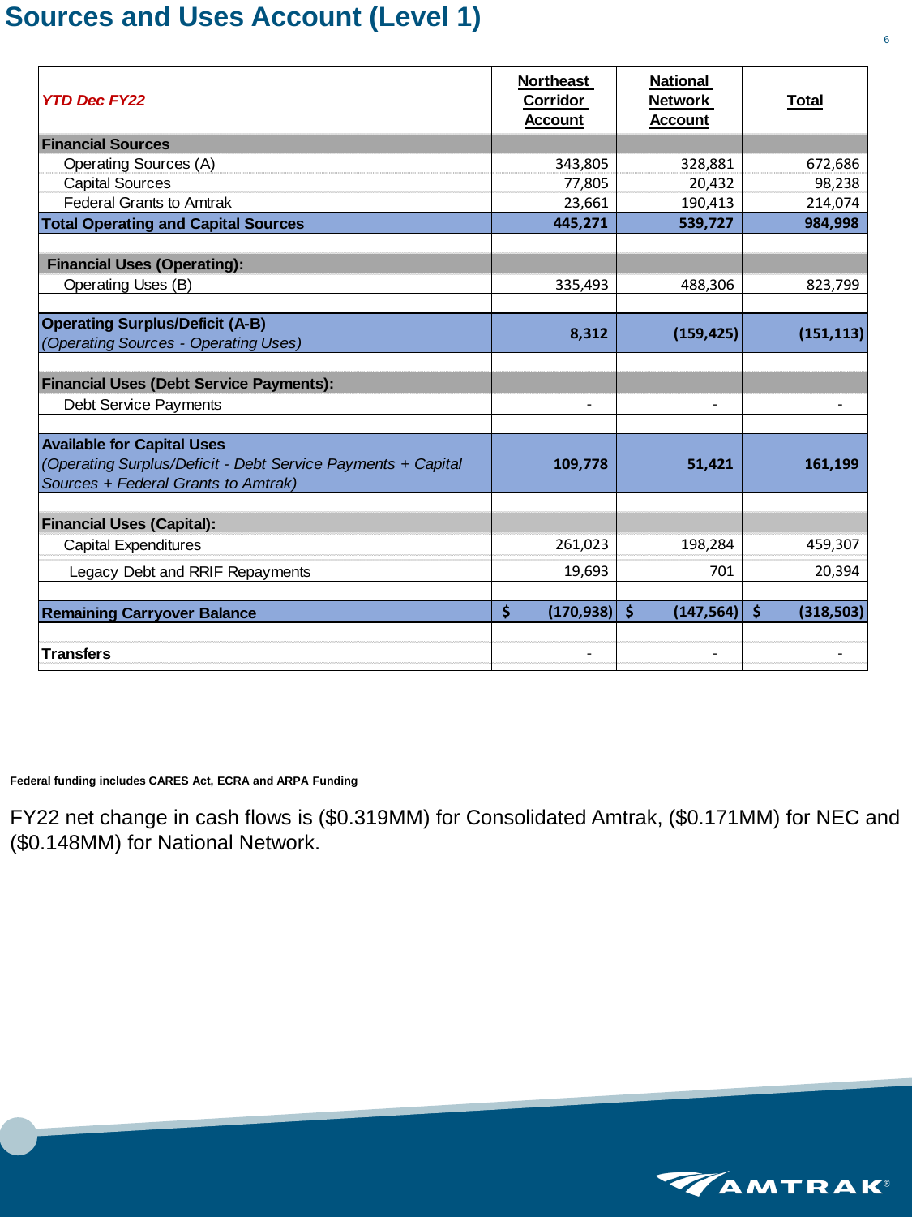# Sources and Uses Account (Level 1)

| *YTD Dec FY22* | Northeast Corridor Account | National Network Account | Total |
|---|---|---|---|
| **Financial Sources** | | | |
| Operating Sources (A) | 343,805 | 328,881 | 672,686 |
| Capital Sources | 77,805 | 20,432 | 98,238 |
| Federal Grants to Amtrak | 23,661 | 190,413 | 214,074 |
| **Total Operating and Capital Sources** | **445,271** | **539,727** | **984,998** |
| | | | |
| **Financial Uses (Operating):** | | | |
| Operating Uses (B) | 335,493 | 488,306 | 823,799 |
| | | | |
| **Operating Surplus/Deficit (A-B)** *(Operating Sources - Operating Uses)* | **8,312** | **(159,425)** | **(151,113)** |
| | | | |
| **Financial Uses (Debt Service Payments):** | | | |
| Debt Service Payments | - | - | - |
| | | | |
| **Available for Capital Uses** *(Operating Surplus/Deficit - Debt Service Payments + Capital Sources + Federal Grants to Amtrak)* | **109,778** | **51,421** | **161,199** |
| | | | |
| **Financial Uses (Capital):** | | | |
| Capital Expenditures | 261,023 | 198,284 | 459,307 |
| Legacy Debt and RRIF Repayments | 19,693 | 701 | 20,394 |
| | | | |
| **Remaining Carryover Balance** | **$ (170,938)** | **$ (147,564)** | **$ (318,503)** |
| | | | |
| **Transfers** | - | - | - |

**Federal funding includes CARES Act, ECRA and ARPA Funding**

FY22 net change in cash flows is ($0.319MM) for Consolidated Amtrak, ($0.171MM) for NEC and ($0.148MM) for National Network.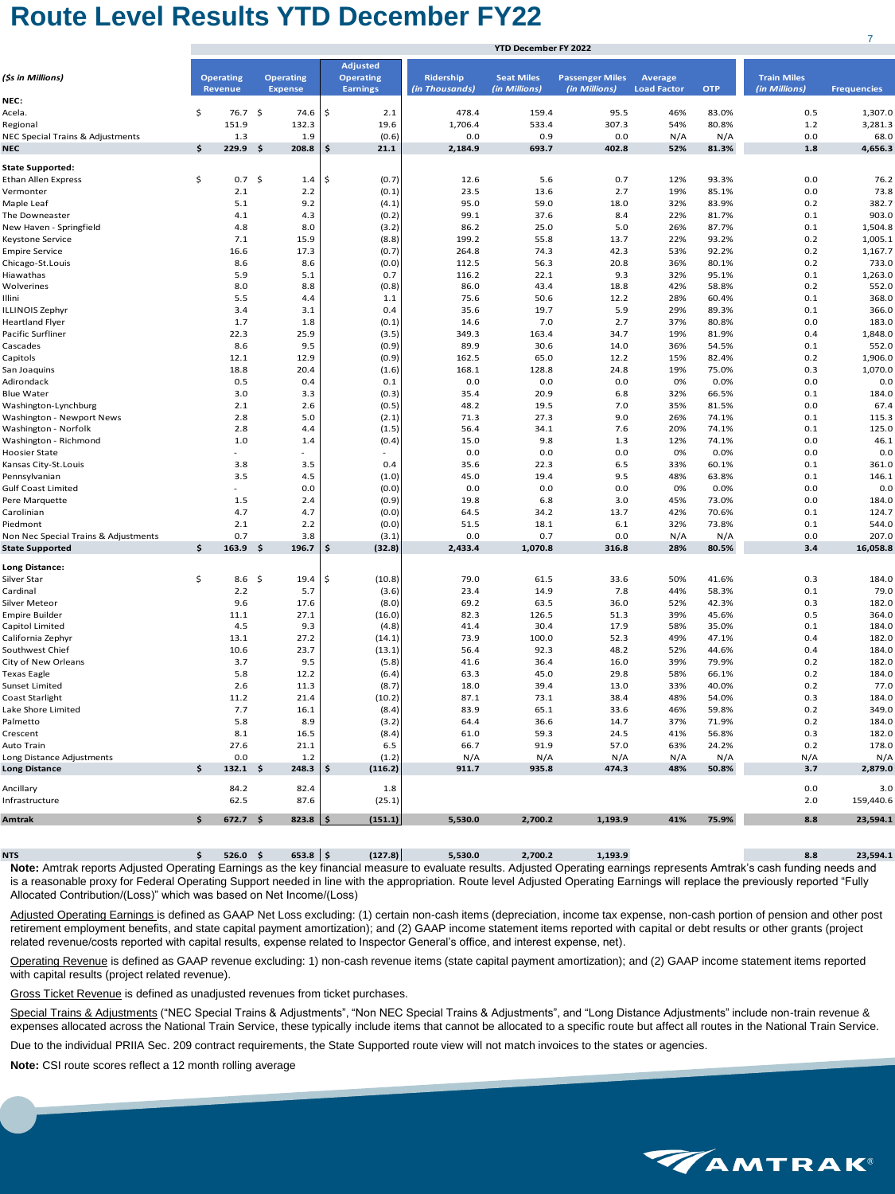# Route Level Results YTD December FY22

| ($s in Millions) | Operating Revenue | Operating Expense | Adjusted Operating Earnings | Ridership (in Thousands) | Seat Miles (in Millions) | Passenger Miles (in Millions) | Average Load Factor | OTP | Train Miles (in Millions) | Frequencies |
|---|---|---|---|---|---|---|---|---|---|---|
| | YTD December FY 2022 | | | | | | | | | |
| **NEC:** | | | | | | | | | | |
| Acela. | $ 76.7 | $ 74.6 | $ 2.1 | 478.4 | 159.4 | 95.5 | 46% | 83.0% | 0.5 | 1,307.0 |
| Regional | 151.9 | 132.3 | 19.6 | 1,706.4 | 533.4 | 307.3 | 54% | 80.8% | 1.2 | 3,281.3 |
| NEC Special Trains & Adjustments | 1.3 | 1.9 | (0.6) | 0.0 | 0.9 | 0.0 | N/A | N/A | 0.0 | 68.0 |
| **NEC** | **$ 229.9** | **$ 208.8** | **$ 21.1** | **2,184.9** | **693.7** | **402.8** | **52%** | **81.3%** | **1.8** | **4,656.3** |
| **State Supported:** | | | | | | | | | | |
| Ethan Allen Express | $ 0.7 | $ 1.4 | $ (0.7) | 12.6 | 5.6 | 0.7 | 12% | 93.3% | 0.0 | 76.2 |
| Vermonter | 2.1 | 2.2 | (0.1) | 23.5 | 13.6 | 2.7 | 19% | 85.1% | 0.0 | 73.8 |
| Maple Leaf | 5.1 | 9.2 | (4.1) | 95.0 | 59.0 | 18.0 | 32% | 83.9% | 0.2 | 382.7 |
| The Downeaster | 4.1 | 4.3 | (0.2) | 99.1 | 37.6 | 8.4 | 22% | 81.7% | 0.1 | 903.0 |
| New Haven - Springfield | 4.8 | 8.0 | (3.2) | 86.2 | 25.0 | 5.0 | 26% | 87.7% | 0.1 | 1,504.8 |
| Keystone Service | 7.1 | 15.9 | (8.8) | 199.2 | 55.8 | 13.7 | 22% | 93.2% | 0.2 | 1,005.1 |
| Empire Service | 16.6 | 17.3 | (0.7) | 264.8 | 74.3 | 42.3 | 53% | 92.2% | 0.2 | 1,167.7 |
| Chicago-St.Louis | 8.6 | 8.6 | (0.0) | 112.5 | 56.3 | 20.8 | 36% | 80.1% | 0.2 | 733.0 |
| Hiawathas | 5.9 | 5.1 | 0.7 | 116.2 | 22.1 | 9.3 | 32% | 95.1% | 0.1 | 1,263.0 |
| Wolverines | 8.0 | 8.8 | (0.8) | 86.0 | 43.4 | 18.8 | 42% | 58.8% | 0.2 | 552.0 |
| Illini | 5.5 | 4.4 | 1.1 | 75.6 | 50.6 | 12.2 | 28% | 60.4% | 0.1 | 368.0 |
| ILLINOIS Zephyr | 3.4 | 3.1 | 0.4 | 35.6 | 19.7 | 5.9 | 29% | 89.3% | 0.1 | 366.0 |
| Heartland Flyer | 1.7 | 1.8 | (0.1) | 14.6 | 7.0 | 2.7 | 37% | 80.8% | 0.0 | 183.0 |
| Pacific Surfliner | 22.3 | 25.9 | (3.5) | 349.3 | 163.4 | 34.7 | 19% | 81.9% | 0.4 | 1,848.0 |
| Cascades | 8.6 | 9.5 | (0.9) | 89.9 | 30.6 | 14.0 | 36% | 54.5% | 0.1 | 552.0 |
| Capitols | 12.1 | 12.9 | (0.9) | 162.5 | 65.0 | 12.2 | 15% | 82.4% | 0.2 | 1,906.0 |
| San Joaquins | 18.8 | 20.4 | (1.6) | 168.1 | 128.8 | 24.8 | 19% | 75.0% | 0.3 | 1,070.0 |
| Adirondack | 0.5 | 0.4 | 0.1 | 0.0 | 0.0 | 0.0 | 0% | 0.0% | 0.0 | 0.0 |
| Blue Water | 3.0 | 3.3 | (0.3) | 35.4 | 20.9 | 6.8 | 32% | 66.5% | 0.1 | 184.0 |
| Washington-Lynchburg | 2.1 | 2.6 | (0.5) | 48.2 | 19.5 | 7.0 | 35% | 81.5% | 0.0 | 67.4 |
| Washington - Newport News | 2.8 | 5.0 | (2.1) | 71.3 | 27.3 | 9.0 | 26% | 74.1% | 0.1 | 115.3 |
| Washington - Norfolk | 2.8 | 4.4 | (1.5) | 56.4 | 34.1 | 7.6 | 20% | 74.1% | 0.1 | 125.0 |
| Washington - Richmond | 1.0 | 1.4 | (0.4) | 15.0 | 9.8 | 1.3 | 12% | 74.1% | 0.0 | 46.1 |
| Hoosier State | - | - | - | 0.0 | 0.0 | 0.0 | 0% | 0.0% | 0.0 | 0.0 |
| Kansas City-St.Louis | 3.8 | 3.5 | 0.4 | 35.6 | 22.3 | 6.5 | 33% | 60.1% | 0.1 | 361.0 |
| Pennsylvanian | 3.5 | 4.5 | (1.0) | 45.0 | 19.4 | 9.5 | 48% | 63.8% | 0.1 | 146.1 |
| Gulf Coast Limited | - | 0.0 | (0.0) | 0.0 | 0.0 | 0.0 | 0% | 0.0% | 0.0 | 0.0 |
| Pere Marquette | 1.5 | 2.4 | (0.9) | 19.8 | 6.8 | 3.0 | 45% | 73.0% | 0.0 | 184.0 |
| Carolinian | 4.7 | 4.7 | (0.0) | 64.5 | 34.2 | 13.7 | 42% | 70.6% | 0.1 | 124.7 |
| Piedmont | 2.1 | 2.2 | (0.0) | 51.5 | 18.1 | 6.1 | 32% | 73.8% | 0.1 | 544.0 |
| Non Nec Special Trains & Adjustments | 0.7 | 3.8 | (3.1) | 0.0 | 0.7 | 0.0 | N/A | N/A | 0.0 | 207.0 |
| **State Supported** | **$ 163.9** | **$ 196.7** | **$ (32.8)** | **2,433.4** | **1,070.8** | **316.8** | **28%** | **80.5%** | **3.4** | **16,058.8** |
| **Long Distance:** | | | | | | | | | | |
| Silver Star | $ 8.6 | $ 19.4 | $ (10.8) | 79.0 | 61.5 | 33.6 | 50% | 41.6% | 0.3 | 184.0 |
| Cardinal | 2.2 | 5.7 | (3.6) | 23.4 | 14.9 | 7.8 | 44% | 58.3% | 0.1 | 79.0 |
| Silver Meteor | 9.6 | 17.6 | (8.0) | 69.2 | 63.5 | 36.0 | 52% | 42.3% | 0.3 | 182.0 |
| Empire Builder | 11.1 | 27.1 | (16.0) | 82.3 | 126.5 | 51.3 | 39% | 45.6% | 0.5 | 364.0 |
| Capitol Limited | 4.5 | 9.3 | (4.8) | 41.4 | 30.4 | 17.9 | 58% | 35.0% | 0.1 | 184.0 |
| California Zephyr | 13.1 | 27.2 | (14.1) | 73.9 | 100.0 | 52.3 | 49% | 47.1% | 0.4 | 182.0 |
| Southwest Chief | 10.6 | 23.7 | (13.1) | 56.4 | 92.3 | 48.2 | 52% | 44.6% | 0.4 | 184.0 |
| City of New Orleans | 3.7 | 9.5 | (5.8) | 41.6 | 36.4 | 16.0 | 39% | 79.9% | 0.2 | 182.0 |
| Texas Eagle | 5.8 | 12.2 | (6.4) | 63.3 | 45.0 | 29.8 | 58% | 66.1% | 0.2 | 184.0 |
| Sunset Limited | 2.6 | 11.3 | (8.7) | 18.0 | 39.4 | 13.0 | 33% | 40.0% | 0.2 | 77.0 |
| Coast Starlight | 11.2 | 21.4 | (10.2) | 87.1 | 73.1 | 38.4 | 48% | 54.0% | 0.3 | 184.0 |
| Lake Shore Limited | 7.7 | 16.1 | (8.4) | 83.9 | 65.1 | 33.6 | 46% | 59.8% | 0.2 | 349.0 |
| Palmetto | 5.8 | 8.9 | (3.2) | 64.4 | 36.6 | 14.7 | 37% | 71.9% | 0.2 | 184.0 |
| Crescent | 8.1 | 16.5 | (8.4) | 61.0 | 59.3 | 24.5 | 41% | 56.8% | 0.3 | 182.0 |
| Auto Train | 27.6 | 21.1 | 6.5 | 66.7 | 91.9 | 57.0 | 63% | 24.2% | 0.2 | 178.0 |
| Long Distance Adjustments | 0.0 | 1.2 | (1.2) | N/A | N/A | N/A | N/A | N/A | N/A | N/A |
| **Long Distance** | **$ 132.1** | **$ 248.3** | **$ (116.2)** | **911.7** | **935.8** | **474.3** | **48%** | **50.8%** | **3.7** | **2,879.0** |
| Ancillary | 84.2 | 82.4 | 1.8 | | | | | | 0.0 | 3.0 |
| Infrastructure | 62.5 | 87.6 | (25.1) | | | | | | 2.0 | 159,440.6 |
| **Amtrak** | **$ 672.7** | **$ 823.8** | **$ (151.1)** | **5,530.0** | **2,700.2** | **1,193.9** | **41%** | **75.9%** | **8.8** | **23,594.1** |
| **NTS** | **$ 526.0** | **$ 653.8** | **$ (127.8)** | **5,530.0** | **2,700.2** | **1,193.9** | | | **8.8** | **23,594.1** |

**Note:** Amtrak reports Adjusted Operating Earnings as the key financial measure to evaluate results. Adjusted Operating earnings represents Amtrak's cash funding needs and is a reasonable proxy for Federal Operating Support needed in line with the appropriation. Route level Adjusted Operating Earnings will replace the previously reported "Fully Allocated Contribution/(Loss)" which was based on Net Income/(Loss)

Adjusted Operating Earnings is defined as GAAP Net Loss excluding: (1) certain non-cash items (depreciation, income tax expense, non-cash portion of pension and other post retirement employment benefits, and state capital payment amortization); and (2) GAAP income statement items reported with capital or debt results or other grants (project related revenue/costs reported with capital results, expense related to Inspector General's office, and interest expense, net).

Operating Revenue is defined as GAAP revenue excluding: 1) non-cash revenue items (state capital payment amortization); and (2) GAAP income statement items reported with capital results (project related revenue).

Gross Ticket Revenue is defined as unadjusted revenues from ticket purchases.

Special Trains & Adjustments ("NEC Special Trains & Adjustments", "Non NEC Special Trains & Adjustments", and "Long Distance Adjustments" include non-train revenue & expenses allocated across the National Train Service, these typically include items that cannot be allocated to a specific route but affect all routes in the National Train Service.

Due to the individual PRIIA Sec. 209 contract requirements, the State Supported route view will not match invoices to the states or agencies.

**Note:** CSI route scores reflect a 12 month rolling average